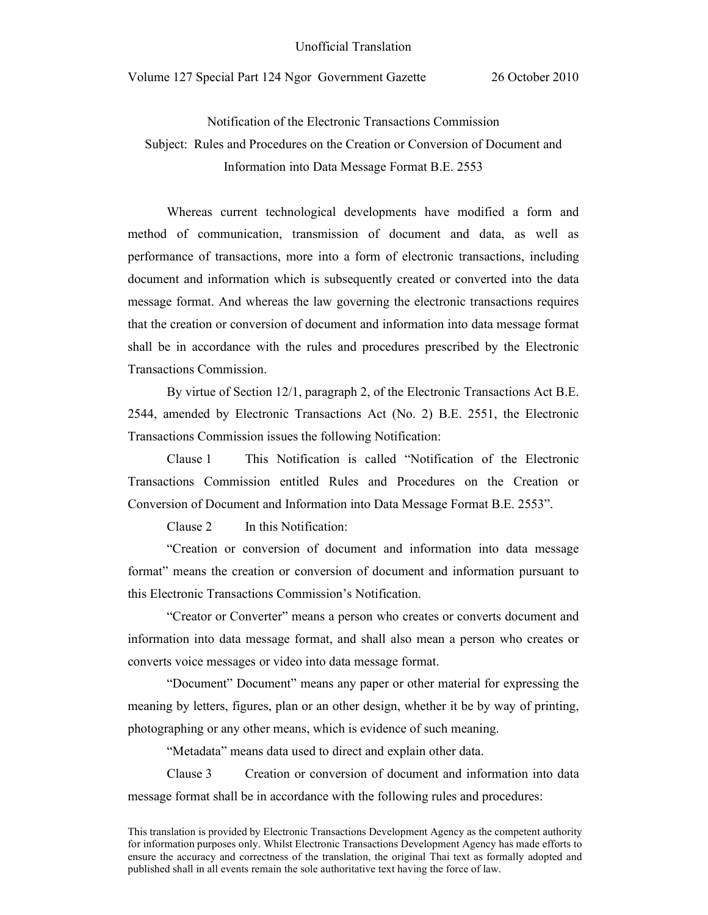Unofficial Translation

Volume 127 Special Part 124 Ngor Government Gazette 26 October 2010

# Notification of the Electronic Transactions Commission

## Subject: Rules and Procedures on the Creation or Conversion of Document and Information into Data Message Format B.E. 2553

Whereas current technological developments have modified a form and method of communication, transmission of document and data, as well as performance of transactions, more into a form of electronic transactions, including document and information which is subsequently created or converted into the data message format. And whereas the law governing the electronic transactions requires that the creation or conversion of document and information into data message format shall be in accordance with the rules and procedures prescribed by the Electronic Transactions Commission.

By virtue of Section 12/1, paragraph 2, of the Electronic Transactions Act B.E. 2544, amended by Electronic Transactions Act (No. 2) B.E. 2551, the Electronic Transactions Commission issues the following Notification:

Clause 1 This Notification is called "Notification of the Electronic Transactions Commission entitled Rules and Procedures on the Creation or Conversion of Document and Information into Data Message Format B.E. 2553".

Clause 2 In this Notification:

"Creation or conversion of document and information into data message format" means the creation or conversion of document and information pursuant to this Electronic Transactions Commission's Notification.

"Creator or Converter" means a person who creates or converts document and information into data message format, and shall also mean a person who creates or converts voice messages or video into data message format.

"Document" Document" means any paper or other material for expressing the meaning by letters, figures, plan or an other design, whether it be by way of printing, photographing or any other means, which is evidence of such meaning.

"Metadata" means data used to direct and explain other data.

Clause 3 Creation or conversion of document and information into data message format shall be in accordance with the following rules and procedures:

This translation is provided by Electronic Transactions Development Agency as the competent authority for information purposes only. Whilst Electronic Transactions Development Agency has made efforts to ensure the accuracy and correctness of the translation, the original Thai text as formally adopted and published shall in all events remain the sole authoritative text having the force of law.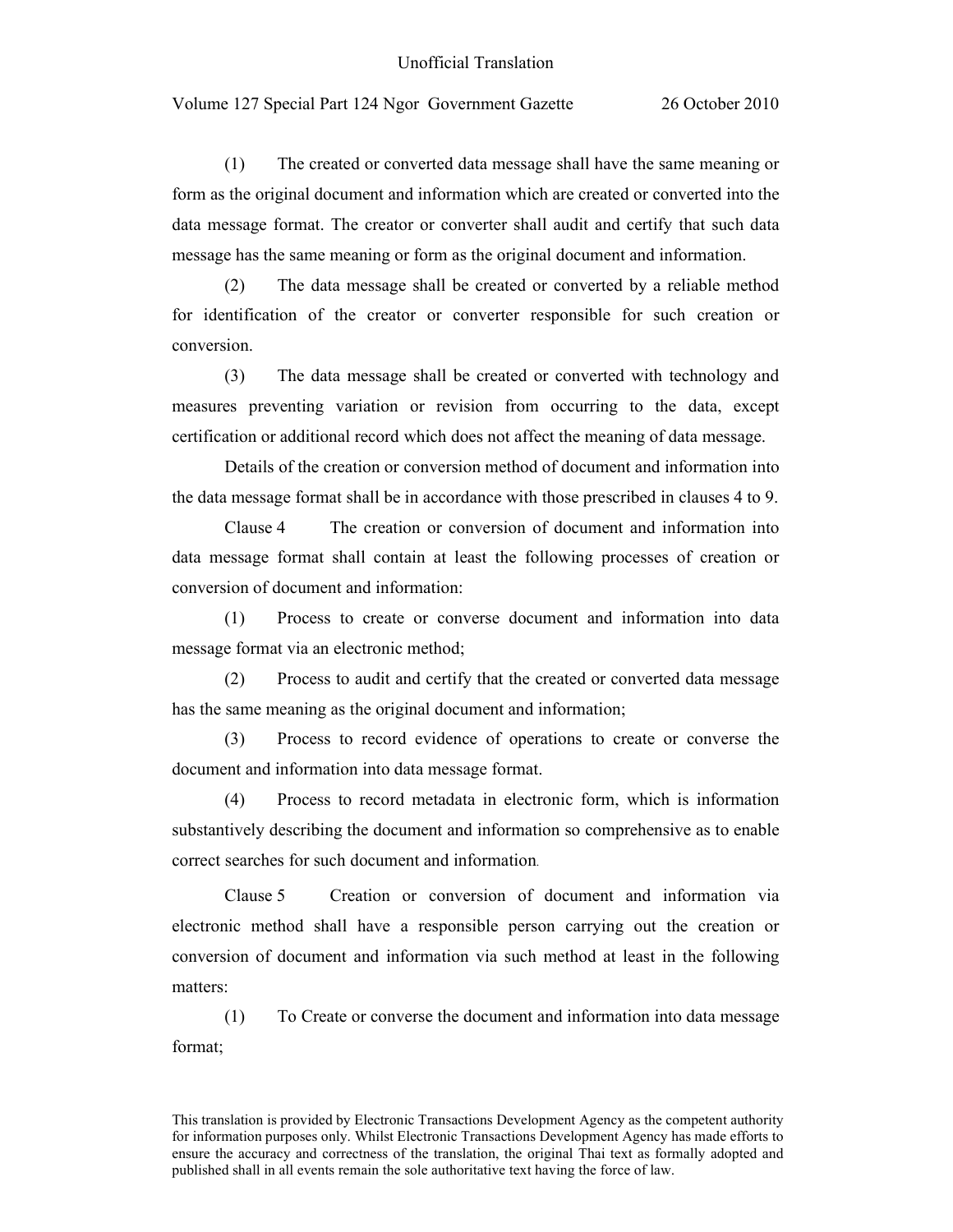(1) The created or converted data message shall have the same meaning or form as the original document and information which are created or converted into the data message format. The creator or converter shall audit and certify that such data message has the same meaning or form as the original document and information.

(2) The data message shall be created or converted by a reliable method for identification of the creator or converter responsible for such creation or conversion.

(3) The data message shall be created or converted with technology and measures preventing variation or revision from occurring to the data, except certification or additional record which does not affect the meaning of data message.

Details of the creation or conversion method of document and information into the data message format shall be in accordance with those prescribed in clauses 4 to 9.

Clause 4 The creation or conversion of document and information into data message format shall contain at least the following processes of creation or conversion of document and information:

(1) Process to create or converse document and information into data message format via an electronic method;

(2) Process to audit and certify that the created or converted data message has the same meaning as the original document and information;

(3) Process to record evidence of operations to create or converse the document and information into data message format.

(4) Process to record metadata in electronic form, which is information substantively describing the document and information so comprehensive as to enable correct searches for such document and information.

Clause 5 Creation or conversion of document and information via electronic method shall have a responsible person carrying out the creation or conversion of document and information via such method at least in the following matters:

(1) To Create or converse the document and information into data message format;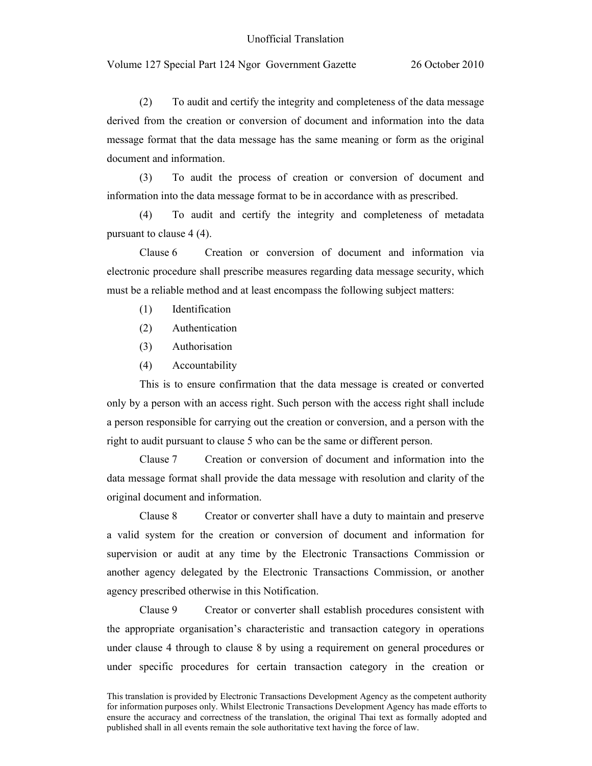(2) To audit and certify the integrity and completeness of the data message derived from the creation or conversion of document and information into the data message format that the data message has the same meaning or form as the original document and information.

(3) To audit the process of creation or conversion of document and information into the data message format to be in accordance with as prescribed.

(4) To audit and certify the integrity and completeness of metadata pursuant to clause 4 (4).

Clause 6 Creation or conversion of document and information via electronic procedure shall prescribe measures regarding data message security, which must be a reliable method and at least encompass the following subject matters:

(1) Identification

(2) Authentication

(3) Authorisation

(4) Accountability

This is to ensure confirmation that the data message is created or converted only by a person with an access right. Such person with the access right shall include a person responsible for carrying out the creation or conversion, and a person with the right to audit pursuant to clause 5 who can be the same or different person.

Clause 7 Creation or conversion of document and information into the data message format shall provide the data message with resolution and clarity of the original document and information.

Clause 8 Creator or converter shall have a duty to maintain and preserve a valid system for the creation or conversion of document and information for supervision or audit at any time by the Electronic Transactions Commission or another agency delegated by the Electronic Transactions Commission, or another agency prescribed otherwise in this Notification.

Clause 9 Creator or converter shall establish procedures consistent with the appropriate organisation's characteristic and transaction category in operations under clause 4 through to clause 8 by using a requirement on general procedures or under specific procedures for certain transaction category in the creation or

This translation is provided by Electronic Transactions Development Agency as the competent authority for information purposes only. Whilst Electronic Transactions Development Agency has made efforts to ensure the accuracy and correctness of the translation, the original Thai text as formally adopted and published shall in all events remain the sole authoritative text having the force of law.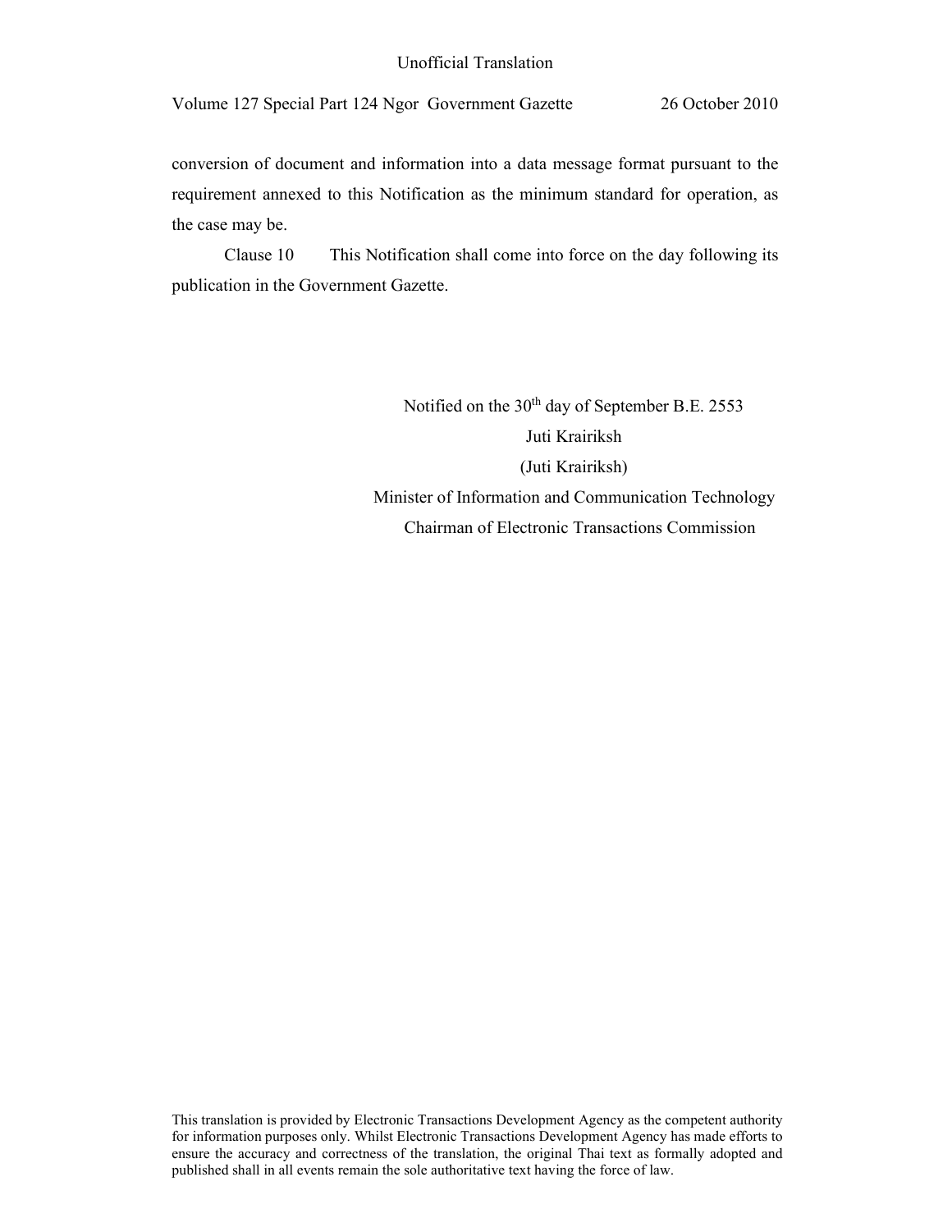conversion of document and information into a data message format pursuant to the requirement annexed to this Notification as the minimum standard for operation, as the case may be.

Clause 10 This Notification shall come into force on the day following its publication in the Government Gazette.

Notified on the 30th day of September B.E. 2553

Juti Krairiksh

(Juti Krairiksh)

Minister of Information and Communication Technology

Chairman of Electronic Transactions Commission

This translation is provided by Electronic Transactions Development Agency as the competent authority for information purposes only. Whilst Electronic Transactions Development Agency has made efforts to ensure the accuracy and correctness of the translation, the original Thai text as formally adopted and published shall in all events remain the sole authoritative text having the force of law.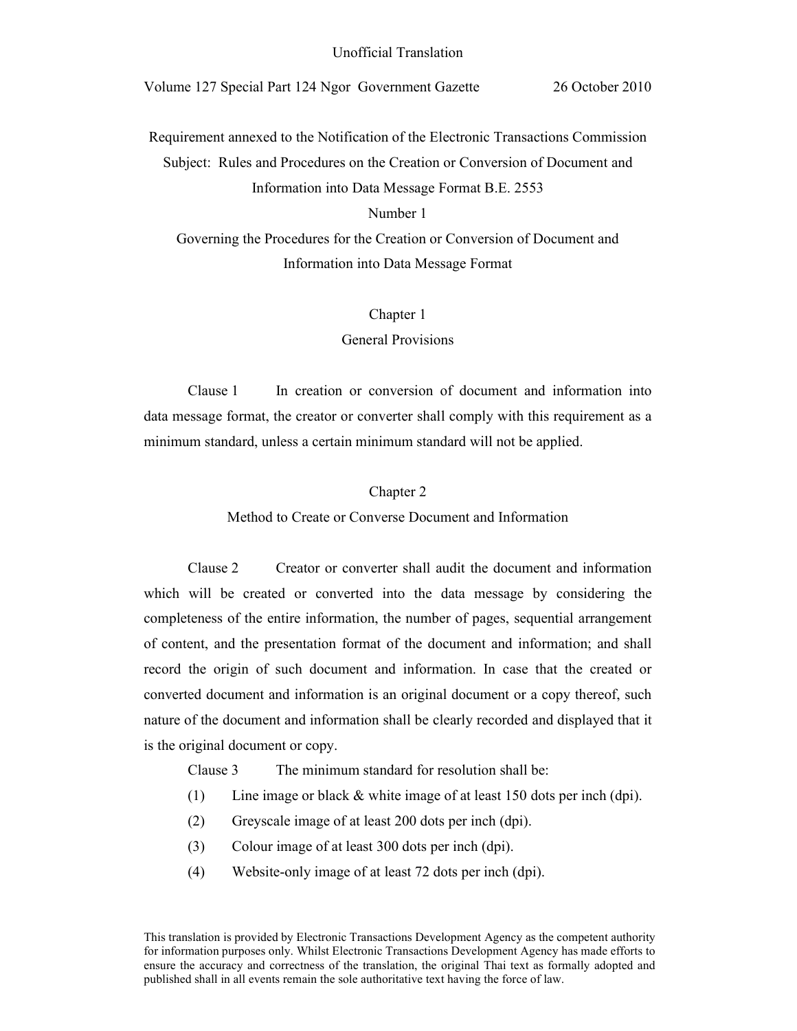Unofficial Translation

Volume 127 Special Part 124 Ngor Government Gazette 26 October 2010

Requirement annexed to the Notification of the Electronic Transactions Commission
Subject: Rules and Procedures on the Creation or Conversion of Document and Information into Data Message Format B.E. 2553
Number 1
Governing the Procedures for the Creation or Conversion of Document and Information into Data Message Format

## Chapter 1
## General Provisions

Clause 1 In creation or conversion of document and information into data message format, the creator or converter shall comply with this requirement as a minimum standard, unless a certain minimum standard will not be applied.

## Chapter 2
## Method to Create or Converse Document and Information

Clause 2 Creator or converter shall audit the document and information which will be created or converted into the data message by considering the completeness of the entire information, the number of pages, sequential arrangement of content, and the presentation format of the document and information; and shall record the origin of such document and information. In case that the created or converted document and information is an original document or a copy thereof, such nature of the document and information shall be clearly recorded and displayed that it is the original document or copy.

Clause 3 The minimum standard for resolution shall be:

(1) Line image or black & white image of at least 150 dots per inch (dpi).

(2) Greyscale image of at least 200 dots per inch (dpi).

(3) Colour image of at least 300 dots per inch (dpi).

(4) Website-only image of at least 72 dots per inch (dpi).

This translation is provided by Electronic Transactions Development Agency as the competent authority for information purposes only. Whilst Electronic Transactions Development Agency has made efforts to ensure the accuracy and correctness of the translation, the original Thai text as formally adopted and published shall in all events remain the sole authoritative text having the force of law.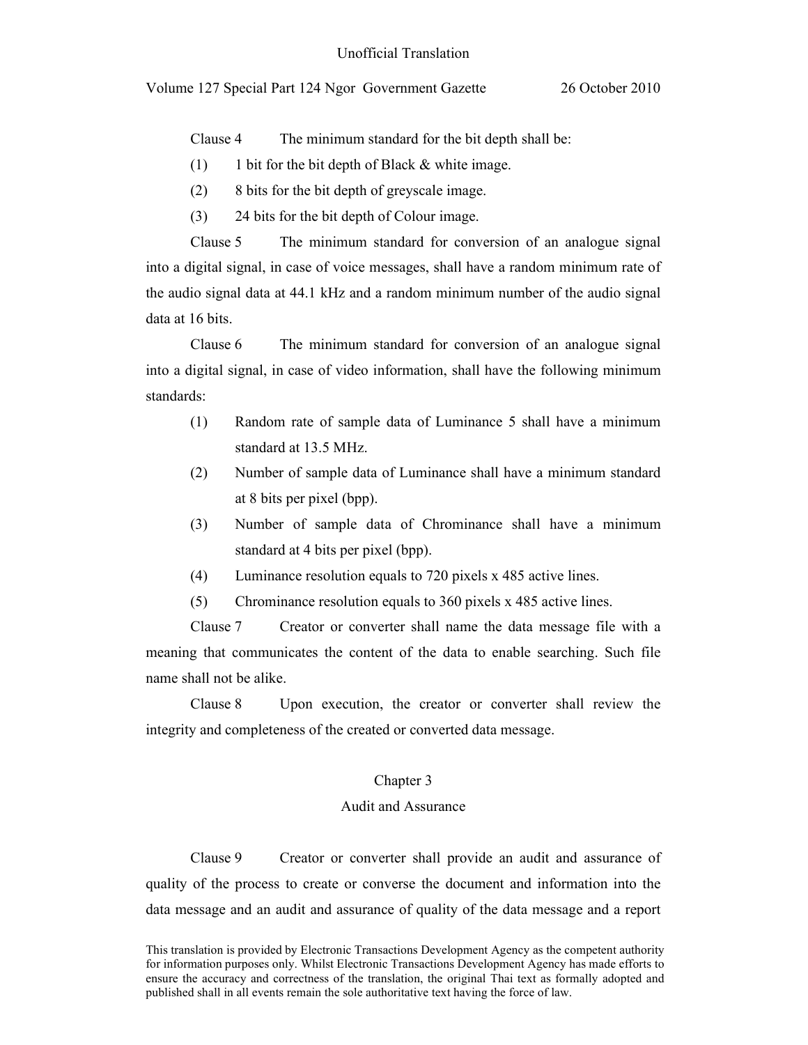Clause 4 The minimum standard for the bit depth shall be:

(1) 1 bit for the bit depth of Black & white image.

(2) 8 bits for the bit depth of greyscale image.

(3) 24 bits for the bit depth of Colour image.

Clause 5 The minimum standard for conversion of an analogue signal into a digital signal, in case of voice messages, shall have a random minimum rate of the audio signal data at 44.1 kHz and a random minimum number of the audio signal data at 16 bits.

Clause 6 The minimum standard for conversion of an analogue signal into a digital signal, in case of video information, shall have the following minimum standards:

(1) Random rate of sample data of Luminance 5 shall have a minimum standard at 13.5 MHz.

(2) Number of sample data of Luminance shall have a minimum standard at 8 bits per pixel (bpp).

(3) Number of sample data of Chrominance shall have a minimum standard at 4 bits per pixel (bpp).

(4) Luminance resolution equals to 720 pixels x 485 active lines.

(5) Chrominance resolution equals to 360 pixels x 485 active lines.

Clause 7 Creator or converter shall name the data message file with a meaning that communicates the content of the data to enable searching. Such file name shall not be alike.

Clause 8 Upon execution, the creator or converter shall review the integrity and completeness of the created or converted data message.

## Chapter 3
## Audit and Assurance

Clause 9 Creator or converter shall provide an audit and assurance of quality of the process to create or converse the document and information into the data message and an audit and assurance of quality of the data message and a report

This translation is provided by Electronic Transactions Development Agency as the competent authority for information purposes only. Whilst Electronic Transactions Development Agency has made efforts to ensure the accuracy and correctness of the translation, the original Thai text as formally adopted and published shall in all events remain the sole authoritative text having the force of law.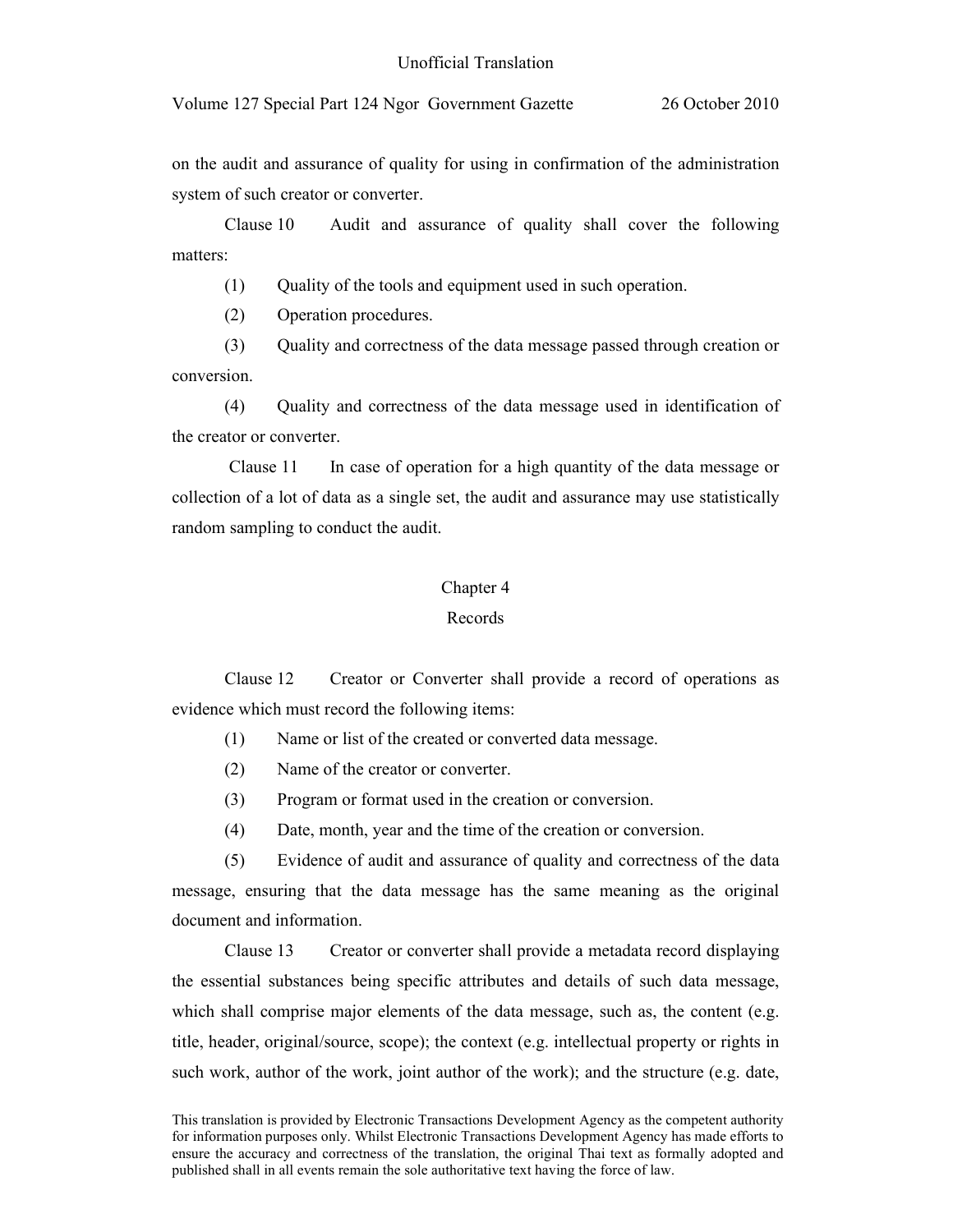on the audit and assurance of quality for using in confirmation of the administration system of such creator or converter.

Clause 10 Audit and assurance of quality shall cover the following matters:

(1) Quality of the tools and equipment used in such operation.

(2) Operation procedures.

(3) Quality and correctness of the data message passed through creation or conversion.

(4) Quality and correctness of the data message used in identification of the creator or converter.

Clause 11 In case of operation for a high quantity of the data message or collection of a lot of data as a single set, the audit and assurance may use statistically random sampling to conduct the audit.

## Chapter 4
## Records

Clause 12 Creator or Converter shall provide a record of operations as evidence which must record the following items:

(1) Name or list of the created or converted data message.

(2) Name of the creator or converter.

(3) Program or format used in the creation or conversion.

(4) Date, month, year and the time of the creation or conversion.

(5) Evidence of audit and assurance of quality and correctness of the data message, ensuring that the data message has the same meaning as the original document and information.

Clause 13 Creator or converter shall provide a metadata record displaying the essential substances being specific attributes and details of such data message, which shall comprise major elements of the data message, such as, the content (e.g. title, header, original/source, scope); the context (e.g. intellectual property or rights in such work, author of the work, joint author of the work); and the structure (e.g. date,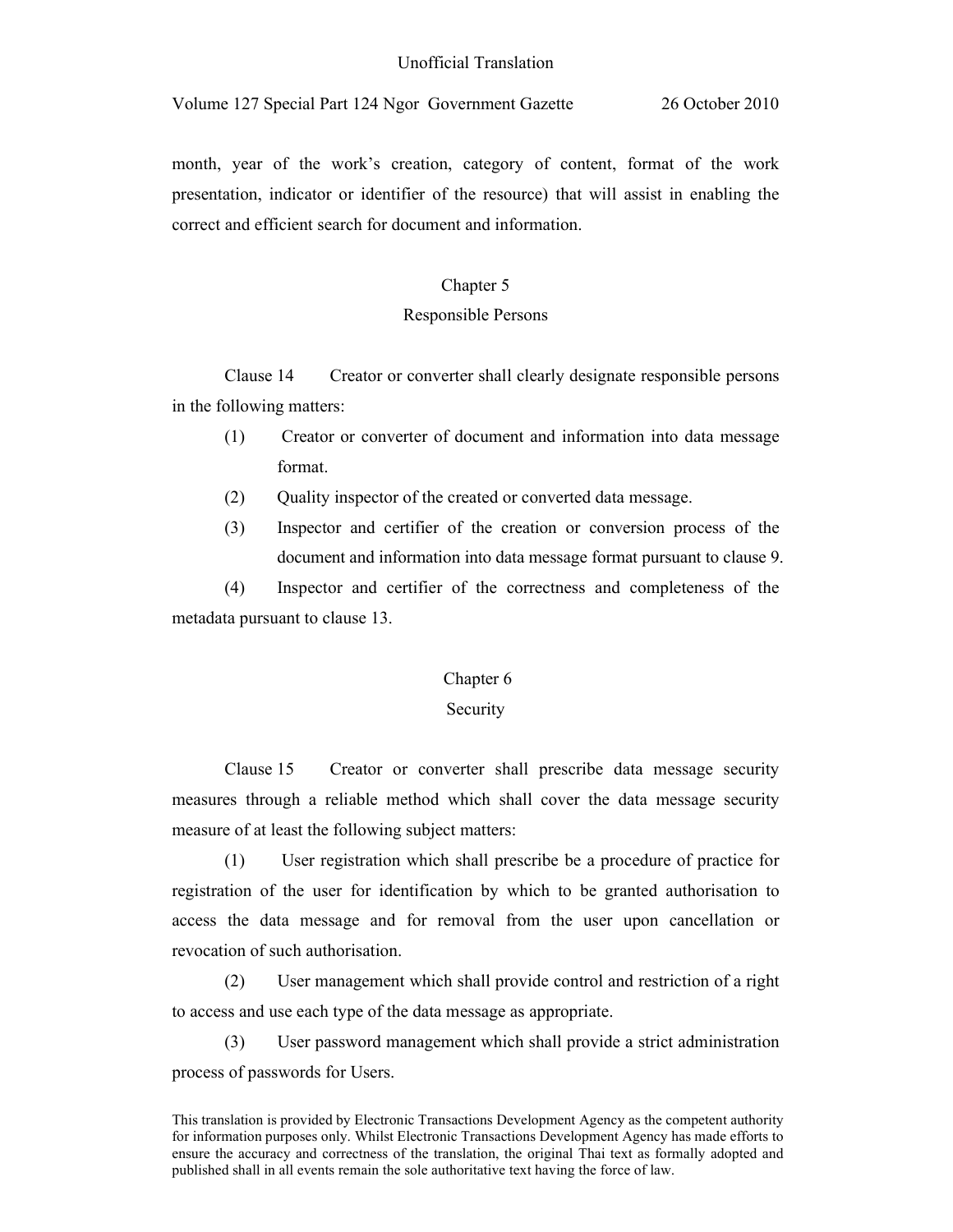month, year of the work's creation, category of content, format of the work presentation, indicator or identifier of the resource) that will assist in enabling the correct and efficient search for document and information.

## Chapter 5
## Responsible Persons

Clause 14 Creator or converter shall clearly designate responsible persons in the following matters:

(1) Creator or converter of document and information into data message format.

(2) Quality inspector of the created or converted data message.

(3) Inspector and certifier of the creation or conversion process of the document and information into data message format pursuant to clause 9.

(4) Inspector and certifier of the correctness and completeness of the metadata pursuant to clause 13.

## Chapter 6
## Security

Clause 15 Creator or converter shall prescribe data message security measures through a reliable method which shall cover the data message security measure of at least the following subject matters:

(1) User registration which shall prescribe be a procedure of practice for registration of the user for identification by which to be granted authorisation to access the data message and for removal from the user upon cancellation or revocation of such authorisation.

(2) User management which shall provide control and restriction of a right to access and use each type of the data message as appropriate.

(3) User password management which shall provide a strict administration process of passwords for Users.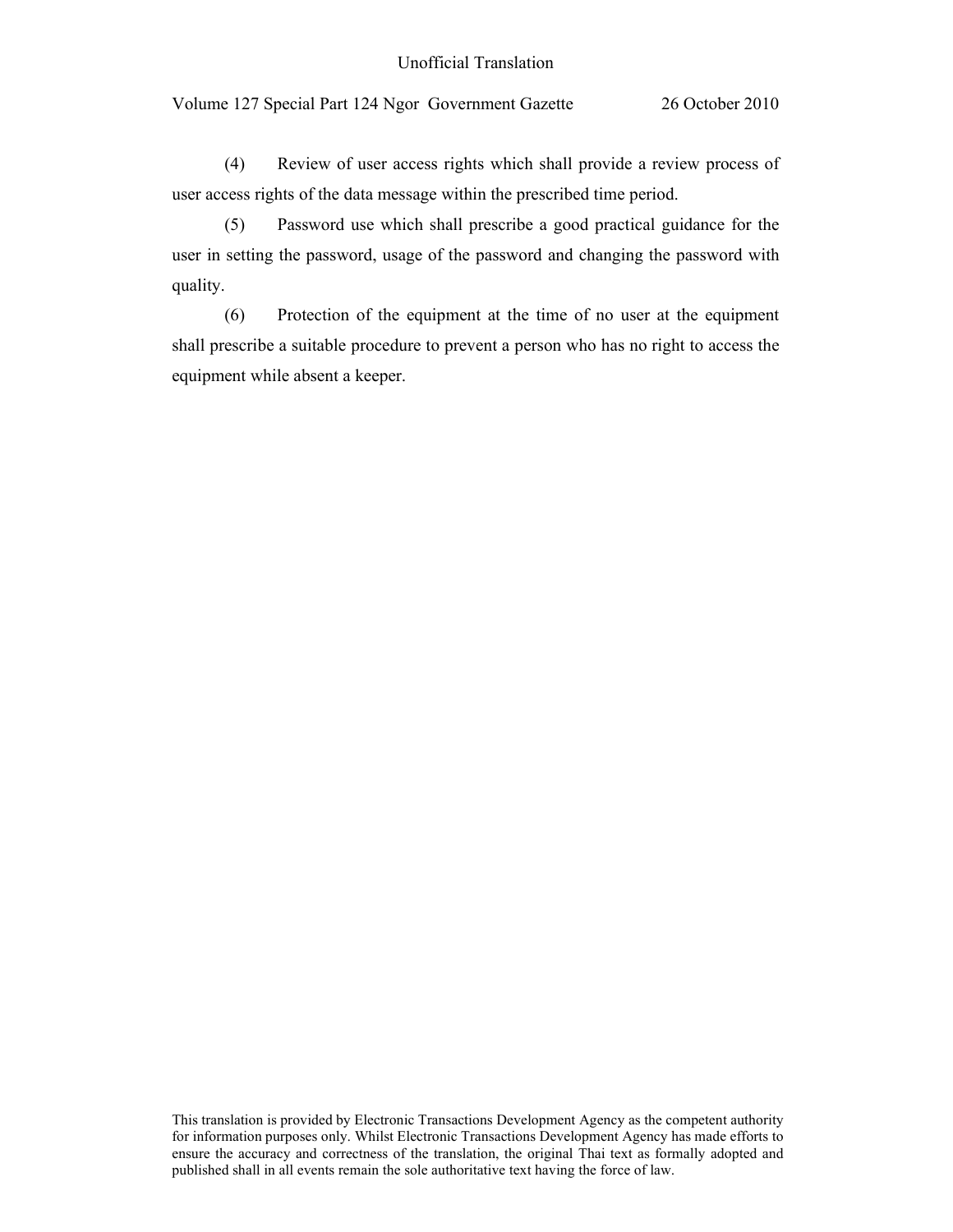(4) Review of user access rights which shall provide a review process of user access rights of the data message within the prescribed time period.

(5) Password use which shall prescribe a good practical guidance for the user in setting the password, usage of the password and changing the password with quality.

(6) Protection of the equipment at the time of no user at the equipment shall prescribe a suitable procedure to prevent a person who has no right to access the equipment while absent a keeper.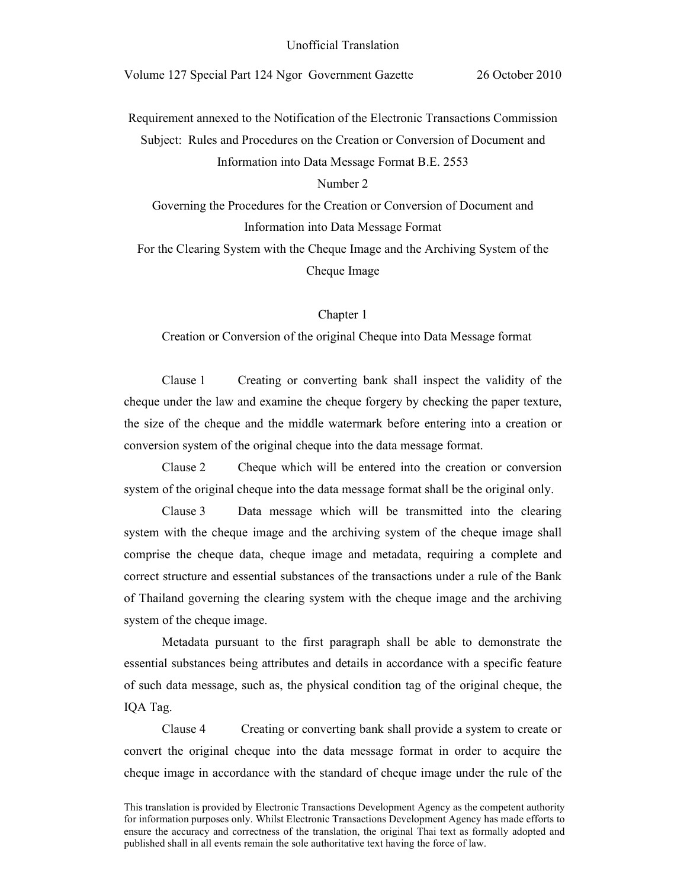Unofficial Translation

Volume 127 Special Part 124 Ngor Government Gazette 26 October 2010

Requirement annexed to the Notification of the Electronic Transactions Commission

Subject: Rules and Procedures on the Creation or Conversion of Document and Information into Data Message Format B.E. 2553

Number 2

Governing the Procedures for the Creation or Conversion of Document and Information into Data Message Format

For the Clearing System with the Cheque Image and the Archiving System of the Cheque Image

## Chapter 1

## Creation or Conversion of the original Cheque into Data Message format

Clause 1 Creating or converting bank shall inspect the validity of the cheque under the law and examine the cheque forgery by checking the paper texture, the size of the cheque and the middle watermark before entering into a creation or conversion system of the original cheque into the data message format.

Clause 2 Cheque which will be entered into the creation or conversion system of the original cheque into the data message format shall be the original only.

Clause 3 Data message which will be transmitted into the clearing system with the cheque image and the archiving system of the cheque image shall comprise the cheque data, cheque image and metadata, requiring a complete and correct structure and essential substances of the transactions under a rule of the Bank of Thailand governing the clearing system with the cheque image and the archiving system of the cheque image.

Metadata pursuant to the first paragraph shall be able to demonstrate the essential substances being attributes and details in accordance with a specific feature of such data message, such as, the physical condition tag of the original cheque, the IQA Tag.

Clause 4 Creating or converting bank shall provide a system to create or convert the original cheque into the data message format in order to acquire the cheque image in accordance with the standard of cheque image under the rule of the

This translation is provided by Electronic Transactions Development Agency as the competent authority for information purposes only. Whilst Electronic Transactions Development Agency has made efforts to ensure the accuracy and correctness of the translation, the original Thai text as formally adopted and published shall in all events remain the sole authoritative text having the force of law.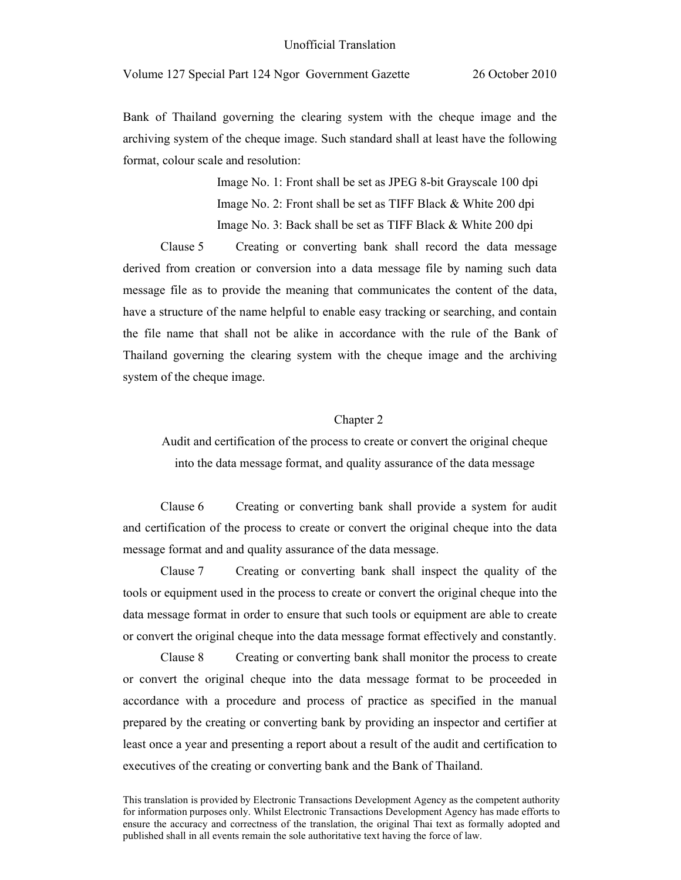Bank of Thailand governing the clearing system with the cheque image and the archiving system of the cheque image. Such standard shall at least have the following format, colour scale and resolution:

Image No. 1: Front shall be set as JPEG 8-bit Grayscale 100 dpi

Image No. 2: Front shall be set as TIFF Black & White 200 dpi

Image No. 3: Back shall be set as TIFF Black & White 200 dpi

Clause 5 Creating or converting bank shall record the data message derived from creation or conversion into a data message file by naming such data message file as to provide the meaning that communicates the content of the data, have a structure of the name helpful to enable easy tracking or searching, and contain the file name that shall not be alike in accordance with the rule of the Bank of Thailand governing the clearing system with the cheque image and the archiving system of the cheque image.

## Chapter 2

## Audit and certification of the process to create or convert the original cheque into the data message format, and quality assurance of the data message

Clause 6 Creating or converting bank shall provide a system for audit and certification of the process to create or convert the original cheque into the data message format and and quality assurance of the data message.

Clause 7 Creating or converting bank shall inspect the quality of the tools or equipment used in the process to create or convert the original cheque into the data message format in order to ensure that such tools or equipment are able to create or convert the original cheque into the data message format effectively and constantly.

Clause 8 Creating or converting bank shall monitor the process to create or convert the original cheque into the data message format to be proceeded in accordance with a procedure and process of practice as specified in the manual prepared by the creating or converting bank by providing an inspector and certifier at least once a year and presenting a report about a result of the audit and certification to executives of the creating or converting bank and the Bank of Thailand.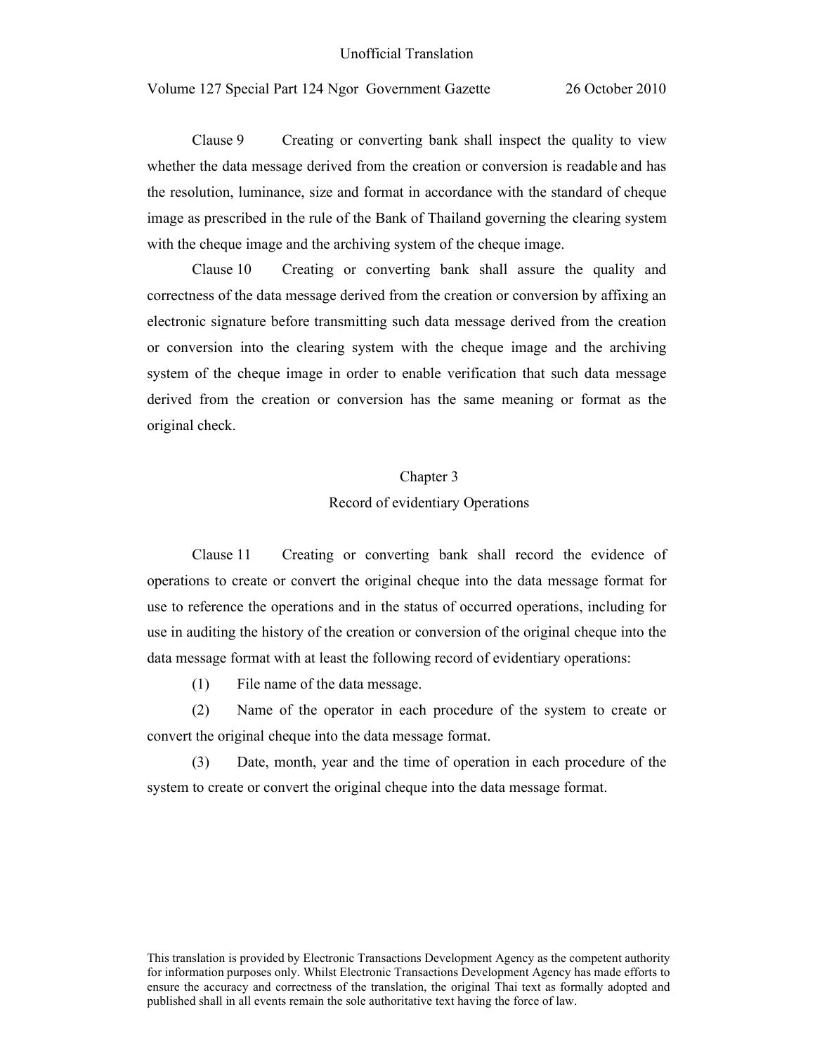Clause 9 Creating or converting bank shall inspect the quality to view whether the data message derived from the creation or conversion is readable and has the resolution, luminance, size and format in accordance with the standard of cheque image as prescribed in the rule of the Bank of Thailand governing the clearing system with the cheque image and the archiving system of the cheque image.

Clause 10 Creating or converting bank shall assure the quality and correctness of the data message derived from the creation or conversion by affixing an electronic signature before transmitting such data message derived from the creation or conversion into the clearing system with the cheque image and the archiving system of the cheque image in order to enable verification that such data message derived from the creation or conversion has the same meaning or format as the original check.

## Chapter 3
## Record of evidentiary Operations

Clause 11 Creating or converting bank shall record the evidence of operations to create or convert the original cheque into the data message format for use to reference the operations and in the status of occurred operations, including for use in auditing the history of the creation or conversion of the original cheque into the data message format with at least the following record of evidentiary operations:

(1) File name of the data message.

(2) Name of the operator in each procedure of the system to create or convert the original cheque into the data message format.

(3) Date, month, year and the time of operation in each procedure of the system to create or convert the original cheque into the data message format.

This translation is provided by Electronic Transactions Development Agency as the competent authority for information purposes only. Whilst Electronic Transactions Development Agency has made efforts to ensure the accuracy and correctness of the translation, the original Thai text as formally adopted and published shall in all events remain the sole authoritative text having the force of law.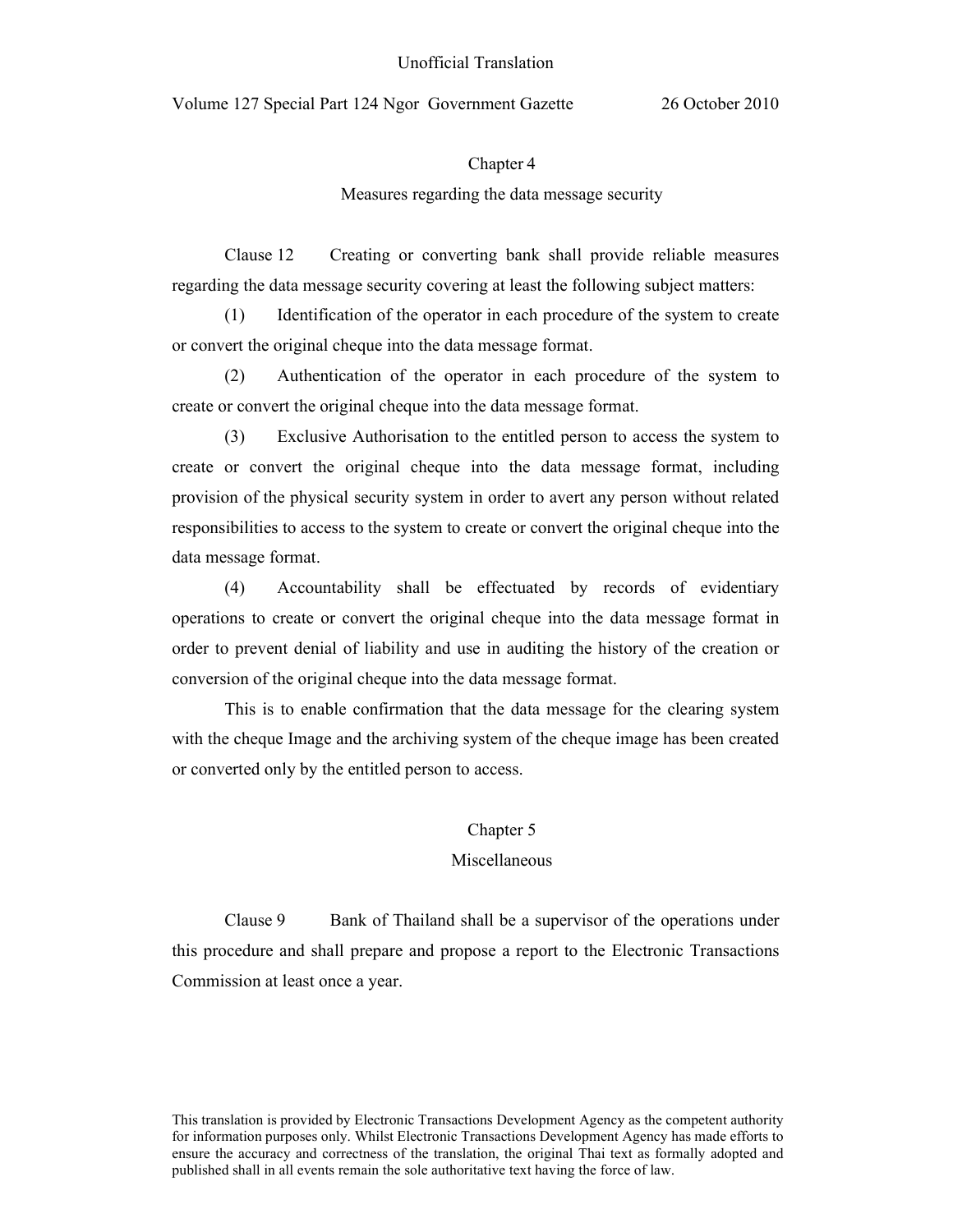## Chapter 4

### Measures regarding the data message security

Clause 12 Creating or converting bank shall provide reliable measures regarding the data message security covering at least the following subject matters:

(1) Identification of the operator in each procedure of the system to create or convert the original cheque into the data message format.

(2) Authentication of the operator in each procedure of the system to create or convert the original cheque into the data message format.

(3) Exclusive Authorisation to the entitled person to access the system to create or convert the original cheque into the data message format, including provision of the physical security system in order to avert any person without related responsibilities to access to the system to create or convert the original cheque into the data message format.

(4) Accountability shall be effectuated by records of evidentiary operations to create or convert the original cheque into the data message format in order to prevent denial of liability and use in auditing the history of the creation or conversion of the original cheque into the data message format.

This is to enable confirmation that the data message for the clearing system with the cheque Image and the archiving system of the cheque image has been created or converted only by the entitled person to access.

## Chapter 5

### Miscellaneous

Clause 9 Bank of Thailand shall be a supervisor of the operations under this procedure and shall prepare and propose a report to the Electronic Transactions Commission at least once a year.

This translation is provided by Electronic Transactions Development Agency as the competent authority for information purposes only. Whilst Electronic Transactions Development Agency has made efforts to ensure the accuracy and correctness of the translation, the original Thai text as formally adopted and published shall in all events remain the sole authoritative text having the force of law.